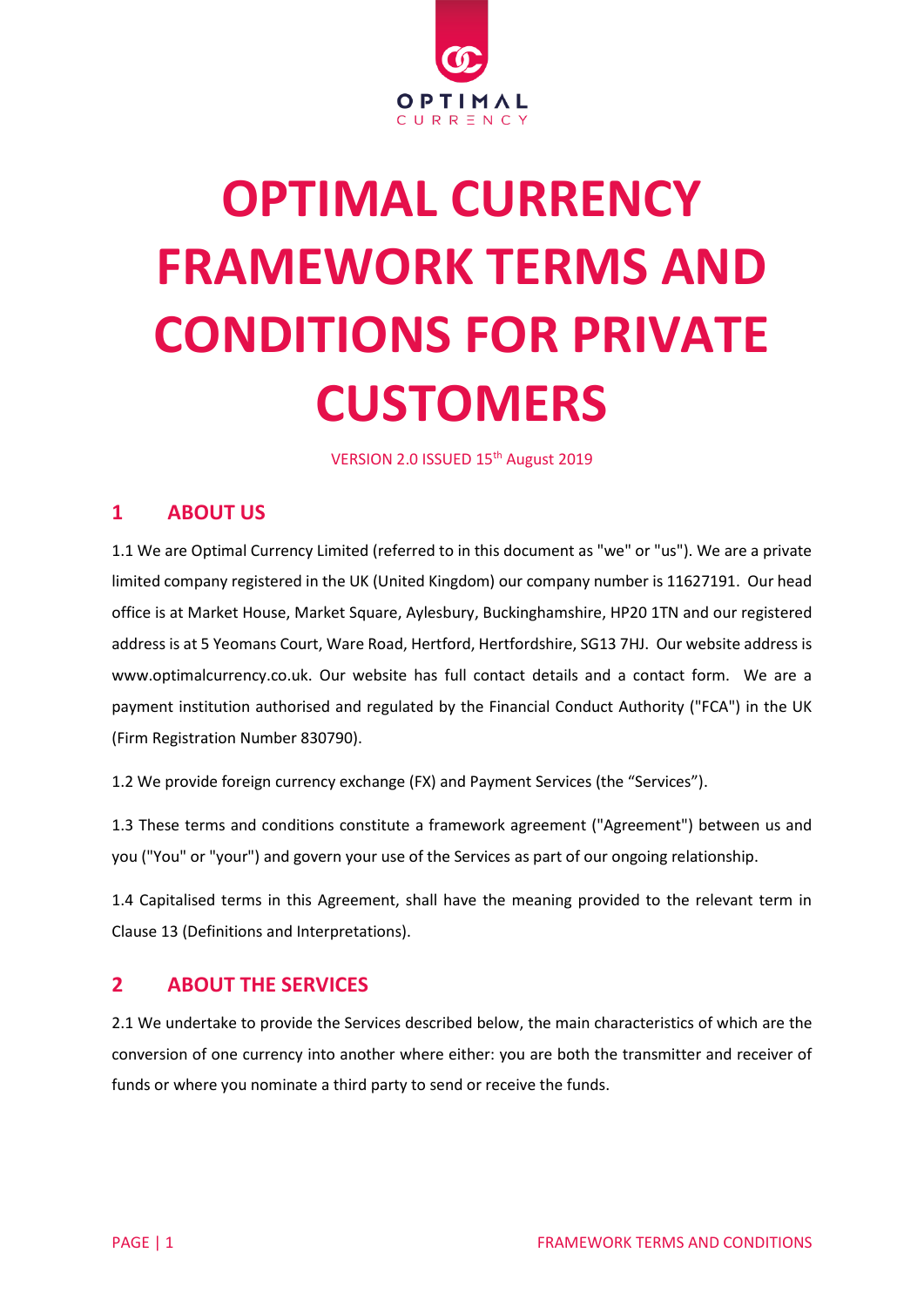# OPTIMAL CURRENCY FRAMEWORK TERMS AND CONDITIONS FOR PRIVATE CUSTOMERS

VERSION 2.0 ISSUED 15th August 2019

## 1 ABOUT US

1.1 We are Optimal Currency Limited (referred to in this document as "we" or "us"). We are a private limited company registered in the UK (United Kingdom) our company number is 11627191. Our head office is at Market House, Market Square, Aylesbury, Buckinghamshire, HP20 1TN and our registered address is at 5 Yeomans Court, Ware Road, Hertford, Hertfordshire, SG13 7HJ. Our website address is www.optimalcurrency.co.uk. Our website has full contact details and a contact form. We are a payment institution authorised and regulated by the Financial Conduct Authority ("FCA") in the UK (Firm Registration Number 830790).

1.2 We provide foreign currency exchange (FX) and Payment Services (the "Services").

1.3 These terms and conditions constitute a framework agreement ("Agreement") between us and you ("You" or "your") and govern your use of the Services as part of our ongoing relationship.

1.4 Capitalised terms in this Agreement, shall have the meaning provided to the relevant term in Clause 13 (Definitions and Interpretations).

## 2 ABOUT THE SERVICES

2.1 We undertake to provide the Services described below, the main characteristics of which are the conversion of one currency into another where either: you are both the transmitter and receiver of funds or where you nominate a third party to send or receive the funds.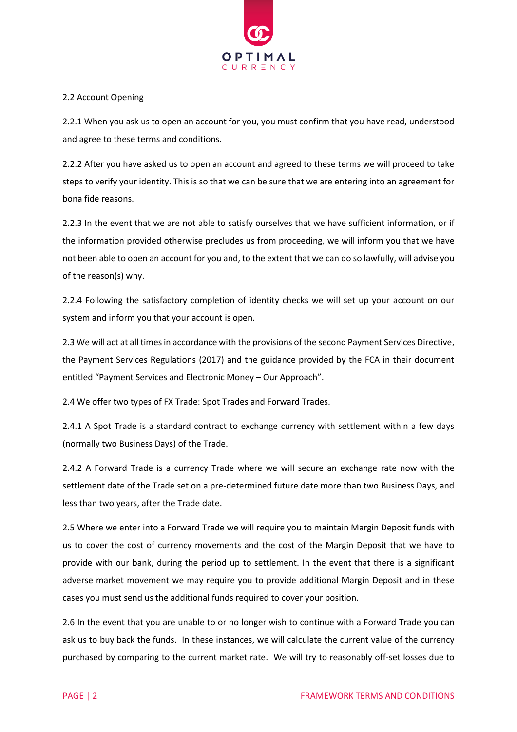2.2 Account Opening

2.2.1 When you ask us to open an account for you, you must confirm that you have read, understood and agree to these terms and conditions.

2.2.2 After you have asked us to open an account and agreed to these terms we will proceed to take steps to verify your identity. This is so that we can be sure that we are entering into an agreement for bona fide reasons.

2.2.3 In the event that we are not able to satisfy ourselves that we have sufficient information, or if the information provided otherwise precludes us from proceeding, we will inform you that we have not been able to open an account for you and, to the extent that we can do so lawfully, will advise you of the reason(s) why.

2.2.4 Following the satisfactory completion of identity checks we will set up your account on our system and inform you that your account is open.

2.3 We will act at all times in accordance with the provisions of the second Payment Services Directive, the Payment Services Regulations (2017) and the guidance provided by the FCA in their document entitled "Payment Services and Electronic Money – Our Approach".

2.4 We offer two types of FX Trade: Spot Trades and Forward Trades.

2.4.1 A Spot Trade is a standard contract to exchange currency with settlement within a few days (normally two Business Days) of the Trade.

2.4.2 A Forward Trade is a currency Trade where we will secure an exchange rate now with the settlement date of the Trade set on a pre-determined future date more than two Business Days, and less than two years, after the Trade date.

2.5 Where we enter into a Forward Trade we will require you to maintain Margin Deposit funds with us to cover the cost of currency movements and the cost of the Margin Deposit that we have to provide with our bank, during the period up to settlement. In the event that there is a significant adverse market movement we may require you to provide additional Margin Deposit and in these cases you must send us the additional funds required to cover your position.

2.6 In the event that you are unable to or no longer wish to continue with a Forward Trade you can ask us to buy back the funds. In these instances, we will calculate the current value of the currency purchased by comparing to the current market rate. We will try to reasonably off-set losses due to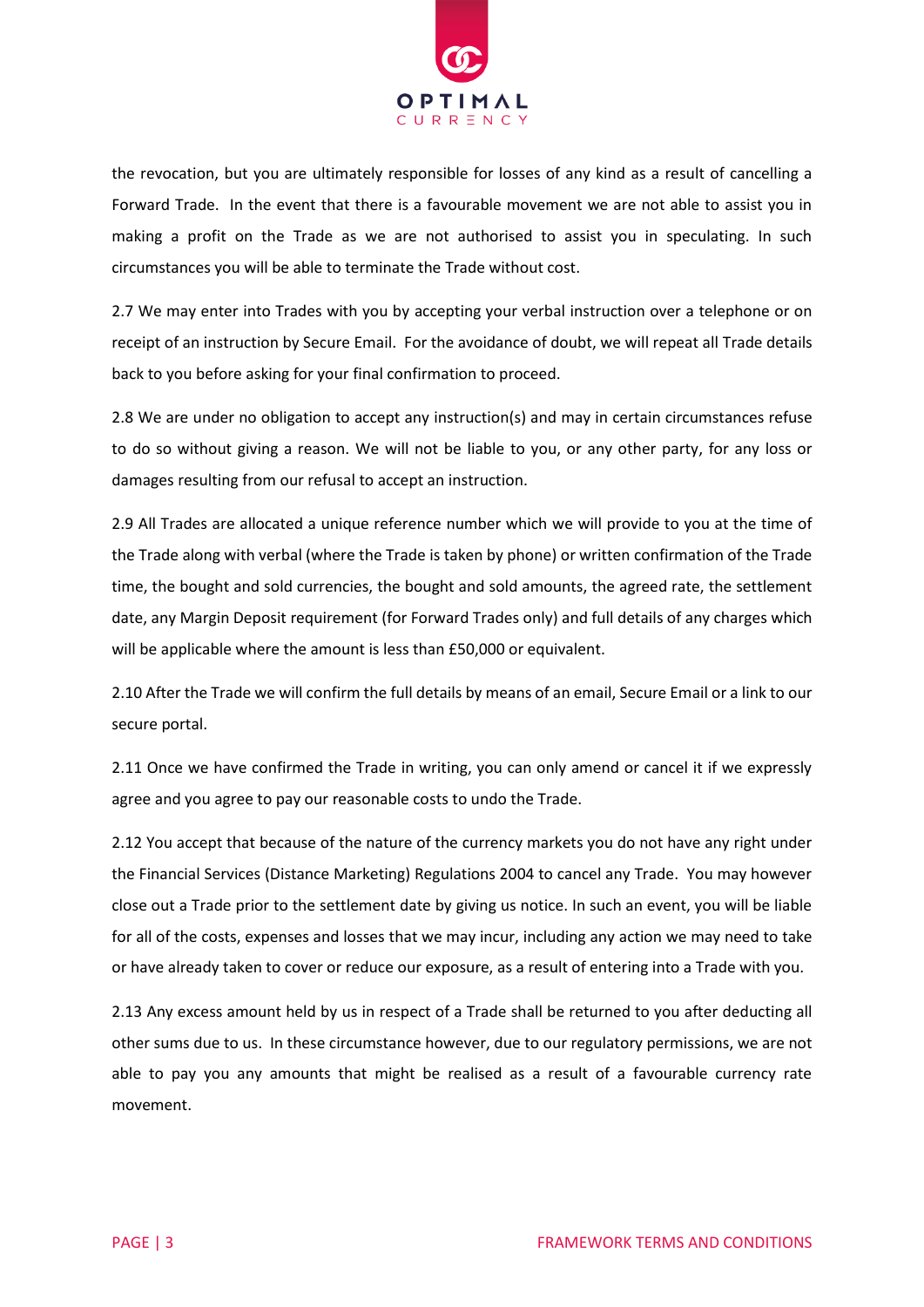the revocation, but you are ultimately responsible for losses of any kind as a result of cancelling a Forward Trade. In the event that there is a favourable movement we are not able to assist you in making a profit on the Trade as we are not authorised to assist you in speculating. In such circumstances you will be able to terminate the Trade without cost.

2.7 We may enter into Trades with you by accepting your verbal instruction over a telephone or on receipt of an instruction by Secure Email. For the avoidance of doubt, we will repeat all Trade details back to you before asking for your final confirmation to proceed.

2.8 We are under no obligation to accept any instruction(s) and may in certain circumstances refuse to do so without giving a reason. We will not be liable to you, or any other party, for any loss or damages resulting from our refusal to accept an instruction.

2.9 All Trades are allocated a unique reference number which we will provide to you at the time of the Trade along with verbal (where the Trade is taken by phone) or written confirmation of the Trade time, the bought and sold currencies, the bought and sold amounts, the agreed rate, the settlement date, any Margin Deposit requirement (for Forward Trades only) and full details of any charges which will be applicable where the amount is less than £50,000 or equivalent.

2.10 After the Trade we will confirm the full details by means of an email, Secure Email or a link to our secure portal.

2.11 Once we have confirmed the Trade in writing, you can only amend or cancel it if we expressly agree and you agree to pay our reasonable costs to undo the Trade.

2.12 You accept that because of the nature of the currency markets you do not have any right under the Financial Services (Distance Marketing) Regulations 2004 to cancel any Trade. You may however close out a Trade prior to the settlement date by giving us notice. In such an event, you will be liable for all of the costs, expenses and losses that we may incur, including any action we may need to take or have already taken to cover or reduce our exposure, as a result of entering into a Trade with you.

2.13 Any excess amount held by us in respect of a Trade shall be returned to you after deducting all other sums due to us. In these circumstance however, due to our regulatory permissions, we are not able to pay you any amounts that might be realised as a result of a favourable currency rate movement.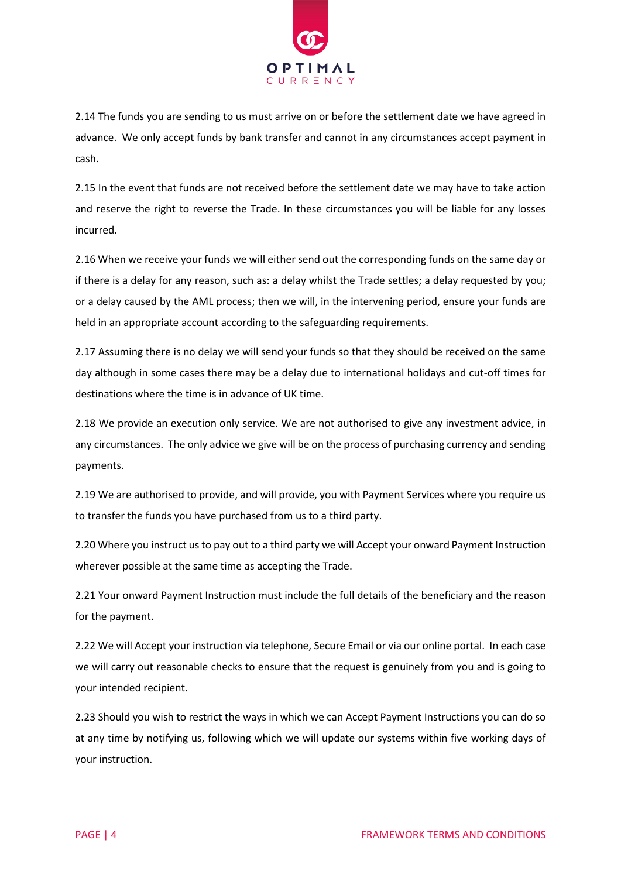2.14 The funds you are sending to us must arrive on or before the settlement date we have agreed in advance. We only accept funds by bank transfer and cannot in any circumstances accept payment in cash.

2.15 In the event that funds are not received before the settlement date we may have to take action and reserve the right to reverse the Trade. In these circumstances you will be liable for any losses incurred.

2.16 When we receive your funds we will either send out the corresponding funds on the same day or if there is a delay for any reason, such as: a delay whilst the Trade settles; a delay requested by you; or a delay caused by the AML process; then we will, in the intervening period, ensure your funds are held in an appropriate account according to the safeguarding requirements.

2.17 Assuming there is no delay we will send your funds so that they should be received on the same day although in some cases there may be a delay due to international holidays and cut-off times for destinations where the time is in advance of UK time.

2.18 We provide an execution only service. We are not authorised to give any investment advice, in any circumstances. The only advice we give will be on the process of purchasing currency and sending payments.

2.19 We are authorised to provide, and will provide, you with Payment Services where you require us to transfer the funds you have purchased from us to a third party.

2.20 Where you instruct us to pay out to a third party we will Accept your onward Payment Instruction wherever possible at the same time as accepting the Trade.

2.21 Your onward Payment Instruction must include the full details of the beneficiary and the reason for the payment.

2.22 We will Accept your instruction via telephone, Secure Email or via our online portal. In each case we will carry out reasonable checks to ensure that the request is genuinely from you and is going to your intended recipient.

2.23 Should you wish to restrict the ways in which we can Accept Payment Instructions you can do so at any time by notifying us, following which we will update our systems within five working days of your instruction.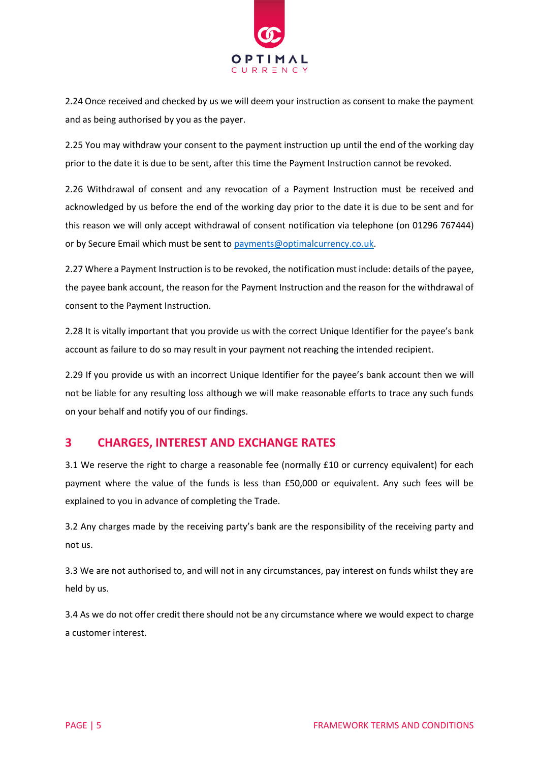2.24 Once received and checked by us we will deem your instruction as consent to make the payment and as being authorised by you as the payer.

2.25 You may withdraw your consent to the payment instruction up until the end of the working day prior to the date it is due to be sent, after this time the Payment Instruction cannot be revoked.

2.26 Withdrawal of consent and any revocation of a Payment Instruction must be received and acknowledged by us before the end of the working day prior to the date it is due to be sent and for this reason we will only accept withdrawal of consent notification via telephone (on 01296 767444) or by Secure Email which must be sent to [payments@optimalcurrency.co.uk](mailto:payments@optimalcurrency.co.uk).

2.27 Where a Payment Instruction is to be revoked, the notification must include: details of the payee, the payee bank account, the reason for the Payment Instruction and the reason for the withdrawal of consent to the Payment Instruction.

2.28 It is vitally important that you provide us with the correct Unique Identifier for the payee's bank account as failure to do so may result in your payment not reaching the intended recipient.

2.29 If you provide us with an incorrect Unique Identifier for the payee's bank account then we will not be liable for any resulting loss although we will make reasonable efforts to trace any such funds on your behalf and notify you of our findings.

## 3 CHARGES, INTEREST AND EXCHANGE RATES

3.1 We reserve the right to charge a reasonable fee (normally £10 or currency equivalent) for each payment where the value of the funds is less than £50,000 or equivalent. Any such fees will be explained to you in advance of completing the Trade.

3.2 Any charges made by the receiving party's bank are the responsibility of the receiving party and not us.

3.3 We are not authorised to, and will not in any circumstances, pay interest on funds whilst they are held by us.

3.4 As we do not offer credit there should not be any circumstance where we would expect to charge a customer interest.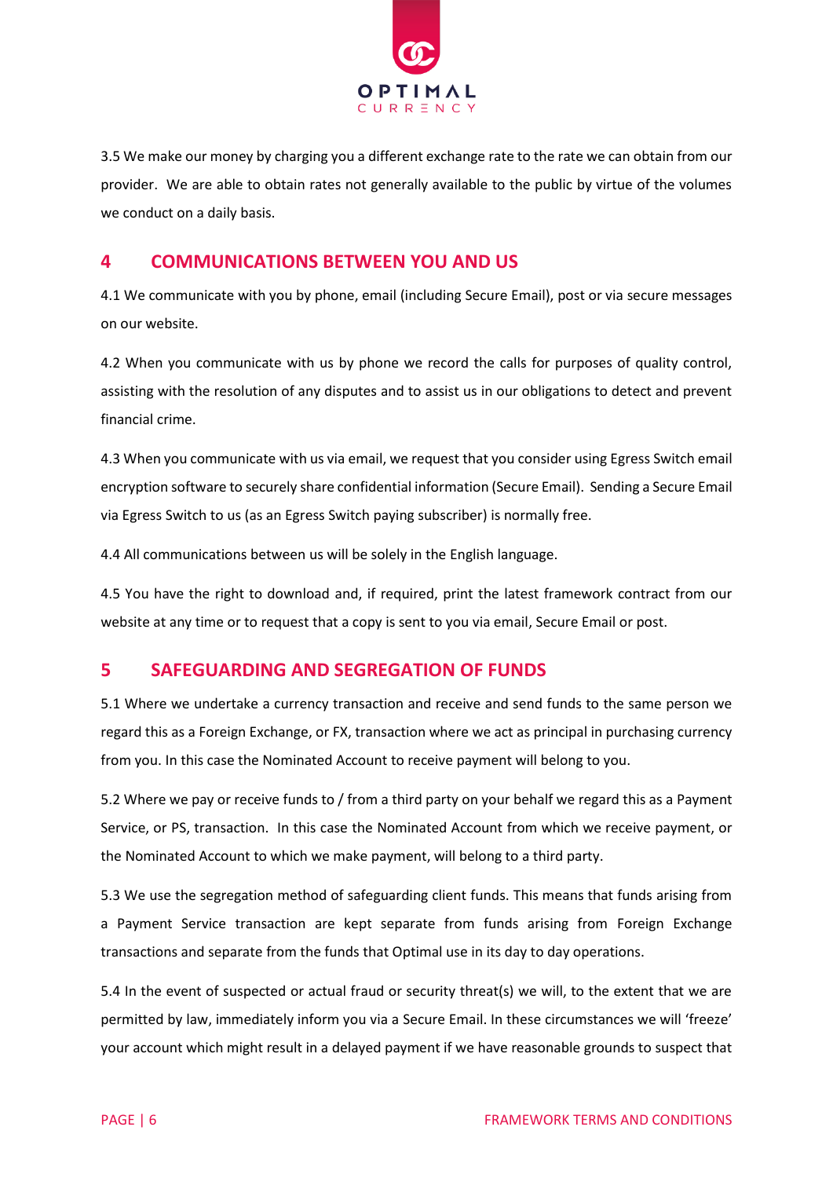3.5 We make our money by charging you a different exchange rate to the rate we can obtain from our provider. We are able to obtain rates not generally available to the public by virtue of the volumes we conduct on a daily basis.

## 4 COMMUNICATIONS BETWEEN YOU AND US

4.1 We communicate with you by phone, email (including Secure Email), post or via secure messages on our website.

4.2 When you communicate with us by phone we record the calls for purposes of quality control, assisting with the resolution of any disputes and to assist us in our obligations to detect and prevent financial crime.

4.3 When you communicate with us via email, we request that you consider using Egress Switch email encryption software to securely share confidential information (Secure Email). Sending a Secure Email via Egress Switch to us (as an Egress Switch paying subscriber) is normally free.

4.4 All communications between us will be solely in the English language.

4.5 You have the right to download and, if required, print the latest framework contract from our website at any time or to request that a copy is sent to you via email, Secure Email or post.

## 5 SAFEGUARDING AND SEGREGATION OF FUNDS

5.1 Where we undertake a currency transaction and receive and send funds to the same person we regard this as a Foreign Exchange, or FX, transaction where we act as principal in purchasing currency from you. In this case the Nominated Account to receive payment will belong to you.

5.2 Where we pay or receive funds to / from a third party on your behalf we regard this as a Payment Service, or PS, transaction. In this case the Nominated Account from which we receive payment, or the Nominated Account to which we make payment, will belong to a third party.

5.3 We use the segregation method of safeguarding client funds. This means that funds arising from a Payment Service transaction are kept separate from funds arising from Foreign Exchange transactions and separate from the funds that Optimal use in its day to day operations.

5.4 In the event of suspected or actual fraud or security threat(s) we will, to the extent that we are permitted by law, immediately inform you via a Secure Email. In these circumstances we will 'freeze' your account which might result in a delayed payment if we have reasonable grounds to suspect that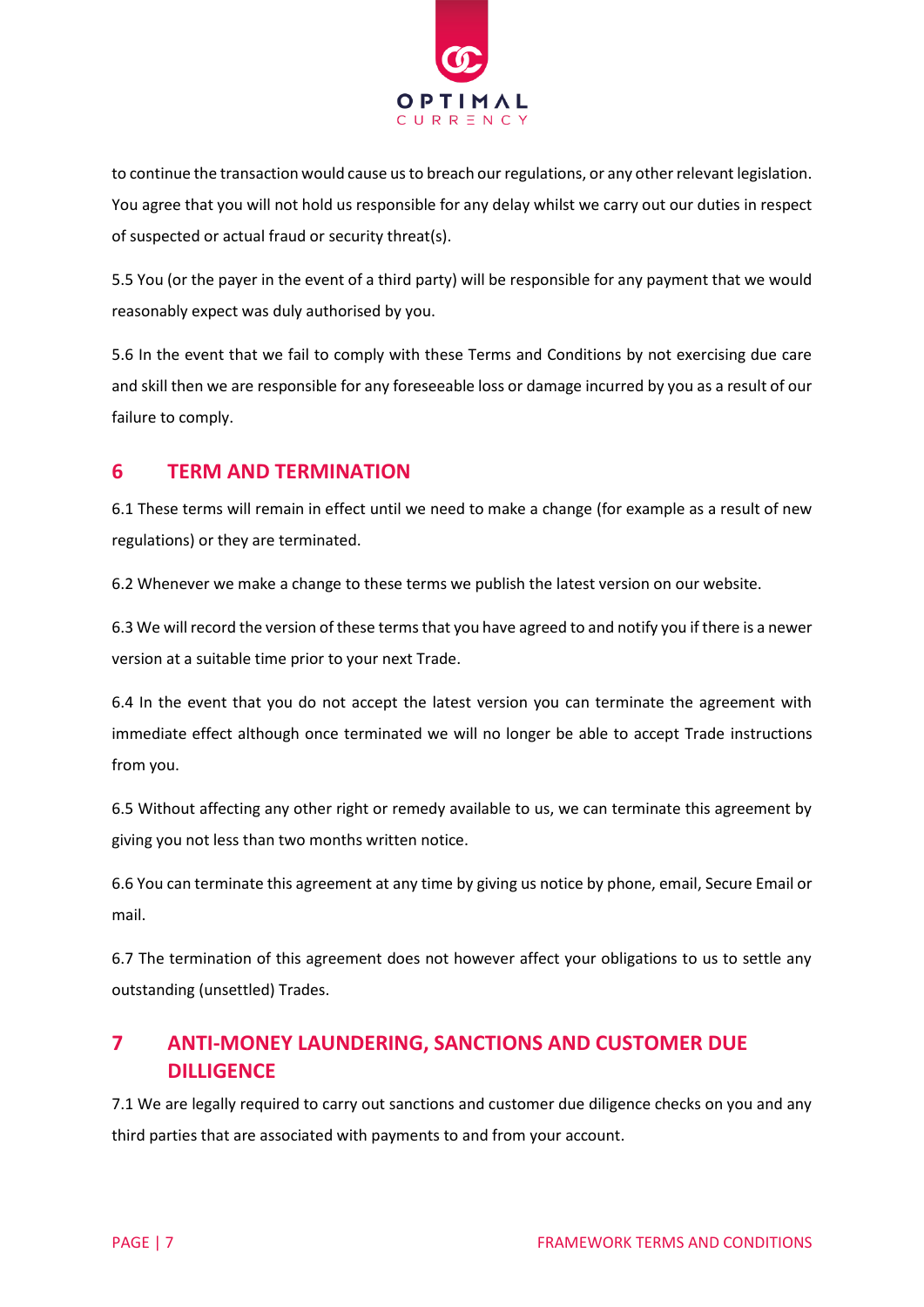to continue the transaction would cause us to breach our regulations, or any other relevant legislation. You agree that you will not hold us responsible for any delay whilst we carry out our duties in respect of suspected or actual fraud or security threat(s).

5.5 You (or the payer in the event of a third party) will be responsible for any payment that we would reasonably expect was duly authorised by you.

5.6 In the event that we fail to comply with these Terms and Conditions by not exercising due care and skill then we are responsible for any foreseeable loss or damage incurred by you as a result of our failure to comply.

## 6 TERM AND TERMINATION

6.1 These terms will remain in effect until we need to make a change (for example as a result of new regulations) or they are terminated.

6.2 Whenever we make a change to these terms we publish the latest version on our website.

6.3 We will record the version of these terms that you have agreed to and notify you if there is a newer version at a suitable time prior to your next Trade.

6.4 In the event that you do not accept the latest version you can terminate the agreement with immediate effect although once terminated we will no longer be able to accept Trade instructions from you.

6.5 Without affecting any other right or remedy available to us, we can terminate this agreement by giving you not less than two months written notice.

6.6 You can terminate this agreement at any time by giving us notice by phone, email, Secure Email or mail.

6.7 The termination of this agreement does not however affect your obligations to us to settle any outstanding (unsettled) Trades.

## 7 ANTI-MONEY LAUNDERING, SANCTIONS AND CUSTOMER DUE DILLIGENCE

7.1 We are legally required to carry out sanctions and customer due diligence checks on you and any third parties that are associated with payments to and from your account.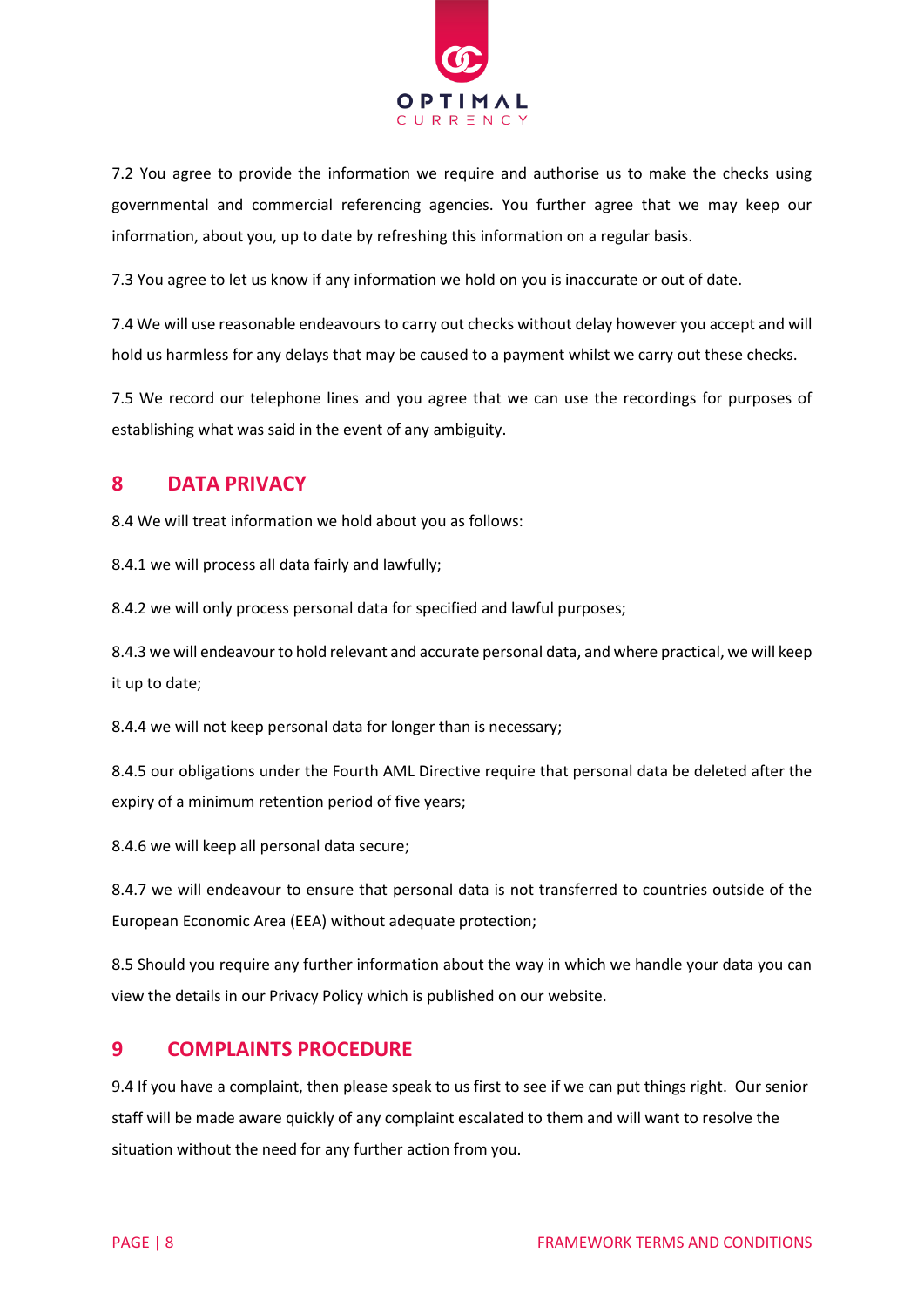7.2 You agree to provide the information we require and authorise us to make the checks using governmental and commercial referencing agencies. You further agree that we may keep our information, about you, up to date by refreshing this information on a regular basis.

7.3 You agree to let us know if any information we hold on you is inaccurate or out of date.

7.4 We will use reasonable endeavours to carry out checks without delay however you accept and will hold us harmless for any delays that may be caused to a payment whilst we carry out these checks.

7.5 We record our telephone lines and you agree that we can use the recordings for purposes of establishing what was said in the event of any ambiguity.

## 8 DATA PRIVACY

8.4 We will treat information we hold about you as follows:

8.4.1 we will process all data fairly and lawfully;

8.4.2 we will only process personal data for specified and lawful purposes;

8.4.3 we will endeavour to hold relevant and accurate personal data, and where practical, we will keep it up to date;

8.4.4 we will not keep personal data for longer than is necessary;

8.4.5 our obligations under the Fourth AML Directive require that personal data be deleted after the expiry of a minimum retention period of five years;

8.4.6 we will keep all personal data secure;

8.4.7 we will endeavour to ensure that personal data is not transferred to countries outside of the European Economic Area (EEA) without adequate protection;

8.5 Should you require any further information about the way in which we handle your data you can view the details in our Privacy Policy which is published on our website.

## 9 COMPLAINTS PROCEDURE

9.4 If you have a complaint, then please speak to us first to see if we can put things right. Our senior staff will be made aware quickly of any complaint escalated to them and will want to resolve the situation without the need for any further action from you.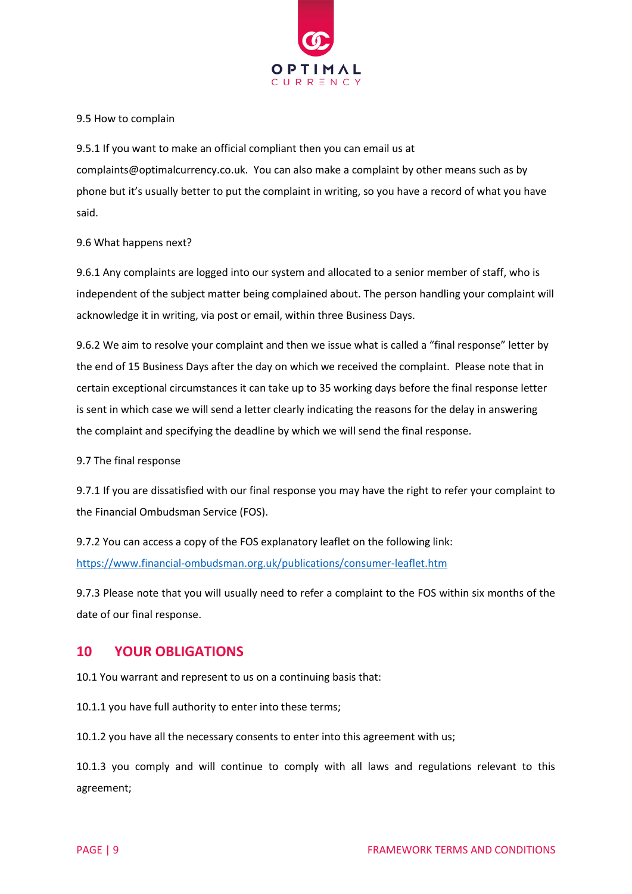9.5 How to complain

9.5.1 If you want to make an official compliant then you can email us at complaints@optimalcurrency.co.uk. You can also make a complaint by other means such as by phone but it's usually better to put the complaint in writing, so you have a record of what you have said.

9.6 What happens next?

9.6.1 Any complaints are logged into our system and allocated to a senior member of staff, who is independent of the subject matter being complained about. The person handling your complaint will acknowledge it in writing, via post or email, within three Business Days.

9.6.2 We aim to resolve your complaint and then we issue what is called a "final response" letter by the end of 15 Business Days after the day on which we received the complaint. Please note that in certain exceptional circumstances it can take up to 35 working days before the final response letter is sent in which case we will send a letter clearly indicating the reasons for the delay in answering the complaint and specifying the deadline by which we will send the final response.

9.7 The final response

9.7.1 If you are dissatisfied with our final response you may have the right to refer your complaint to the Financial Ombudsman Service (FOS).

9.7.2 You can access a copy of the FOS explanatory leaflet on the following link: [https://www.financial-ombudsman.org.uk/publications/consumer-leaflet.htm](https://www.financial-ombudsman.org.uk/publications/consumer-leaflet.htm)

9.7.3 Please note that you will usually need to refer a complaint to the FOS within six months of the date of our final response.

## 10 YOUR OBLIGATIONS

10.1 You warrant and represent to us on a continuing basis that:

10.1.1 you have full authority to enter into these terms;

10.1.2 you have all the necessary consents to enter into this agreement with us;

10.1.3 you comply and will continue to comply with all laws and regulations relevant to this agreement;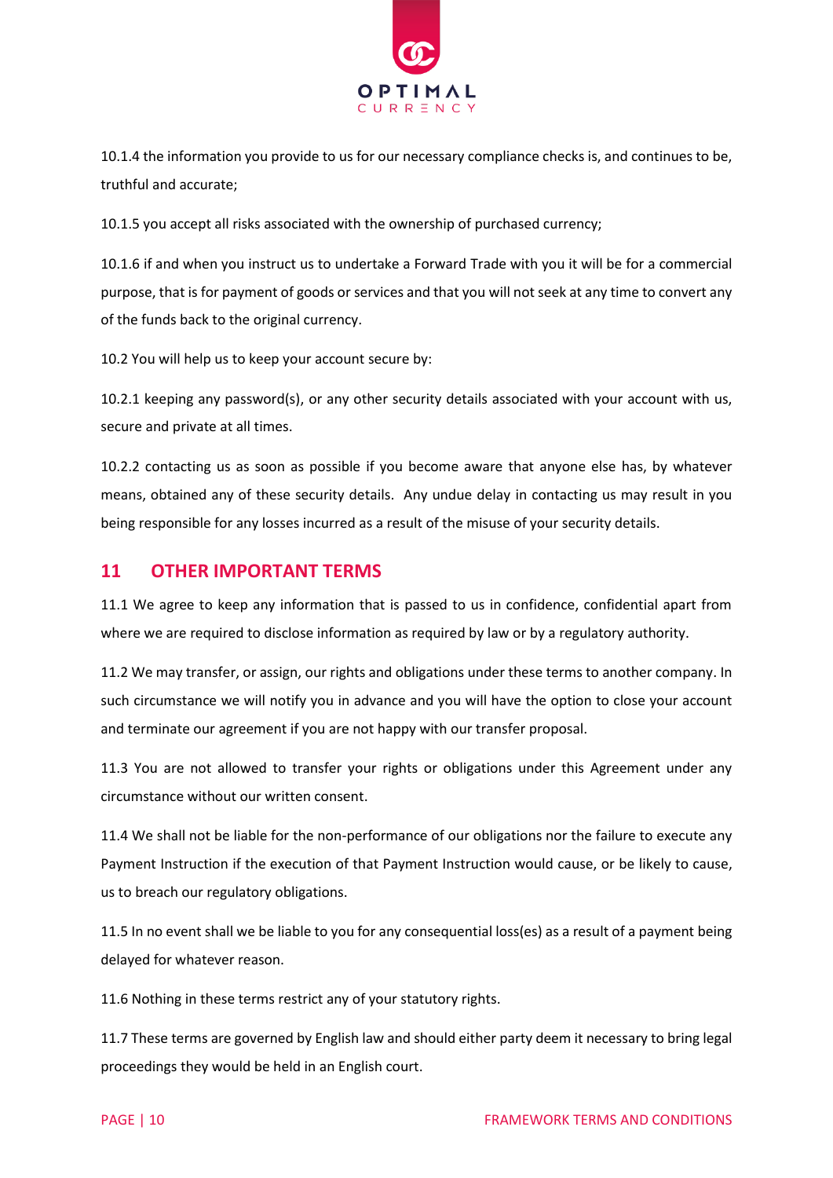10.1.4 the information you provide to us for our necessary compliance checks is, and continues to be, truthful and accurate;

10.1.5 you accept all risks associated with the ownership of purchased currency;

10.1.6 if and when you instruct us to undertake a Forward Trade with you it will be for a commercial purpose, that is for payment of goods or services and that you will not seek at any time to convert any of the funds back to the original currency.

10.2 You will help us to keep your account secure by:

10.2.1 keeping any password(s), or any other security details associated with your account with us, secure and private at all times.

10.2.2 contacting us as soon as possible if you become aware that anyone else has, by whatever means, obtained any of these security details. Any undue delay in contacting us may result in you being responsible for any losses incurred as a result of the misuse of your security details.

## 11 OTHER IMPORTANT TERMS

11.1 We agree to keep any information that is passed to us in confidence, confidential apart from where we are required to disclose information as required by law or by a regulatory authority.

11.2 We may transfer, or assign, our rights and obligations under these terms to another company. In such circumstance we will notify you in advance and you will have the option to close your account and terminate our agreement if you are not happy with our transfer proposal.

11.3 You are not allowed to transfer your rights or obligations under this Agreement under any circumstance without our written consent.

11.4 We shall not be liable for the non-performance of our obligations nor the failure to execute any Payment Instruction if the execution of that Payment Instruction would cause, or be likely to cause, us to breach our regulatory obligations.

11.5 In no event shall we be liable to you for any consequential loss(es) as a result of a payment being delayed for whatever reason.

11.6 Nothing in these terms restrict any of your statutory rights.

11.7 These terms are governed by English law and should either party deem it necessary to bring legal proceedings they would be held in an English court.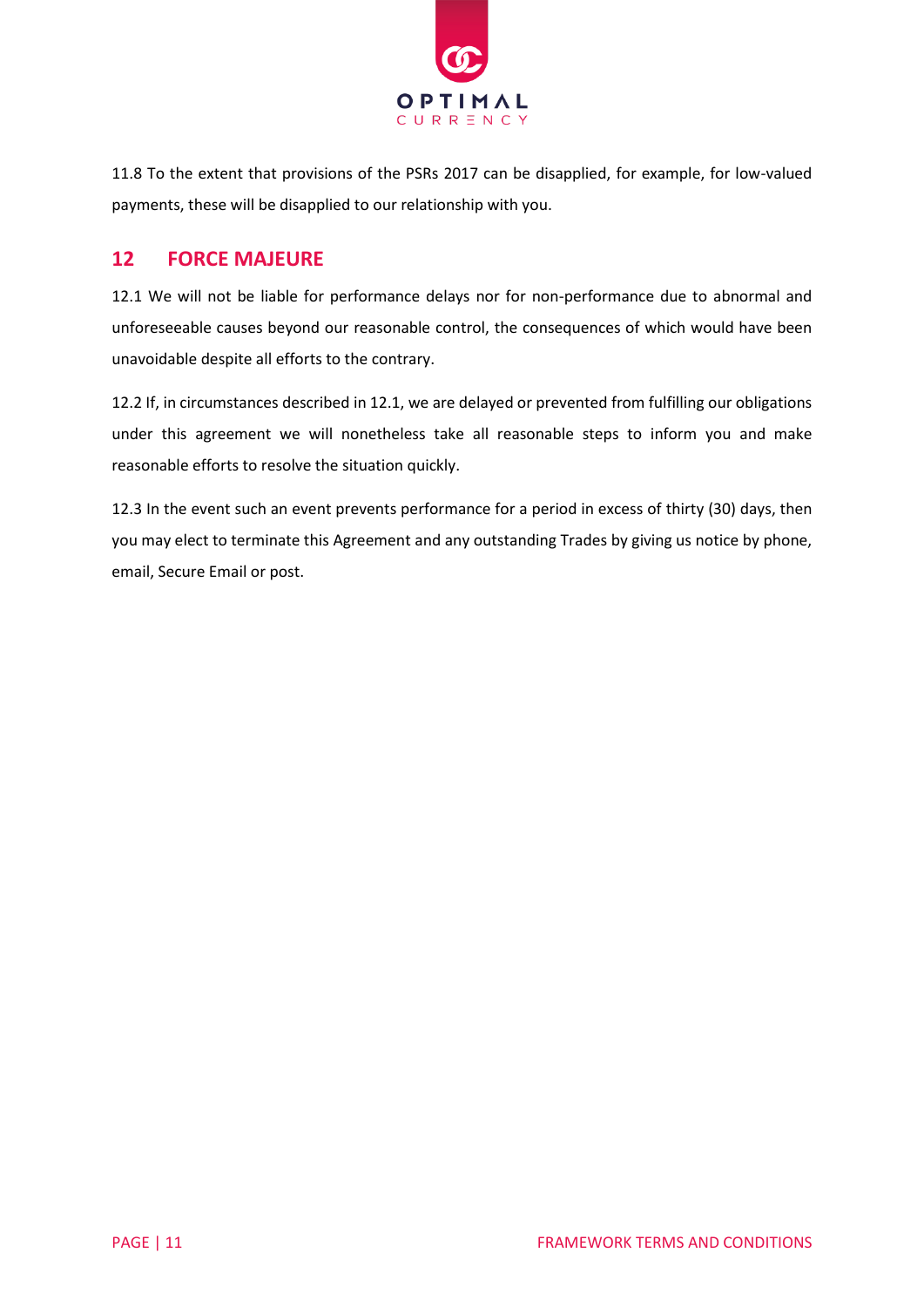11.8 To the extent that provisions of the PSRs 2017 can be disapplied, for example, for low-valued payments, these will be disapplied to our relationship with you.

## 12 FORCE MAJEURE

12.1 We will not be liable for performance delays nor for non-performance due to abnormal and unforeseeable causes beyond our reasonable control, the consequences of which would have been unavoidable despite all efforts to the contrary.

12.2 If, in circumstances described in 12.1, we are delayed or prevented from fulfilling our obligations under this agreement we will nonetheless take all reasonable steps to inform you and make reasonable efforts to resolve the situation quickly.

12.3 In the event such an event prevents performance for a period in excess of thirty (30) days, then you may elect to terminate this Agreement and any outstanding Trades by giving us notice by phone, email, Secure Email or post.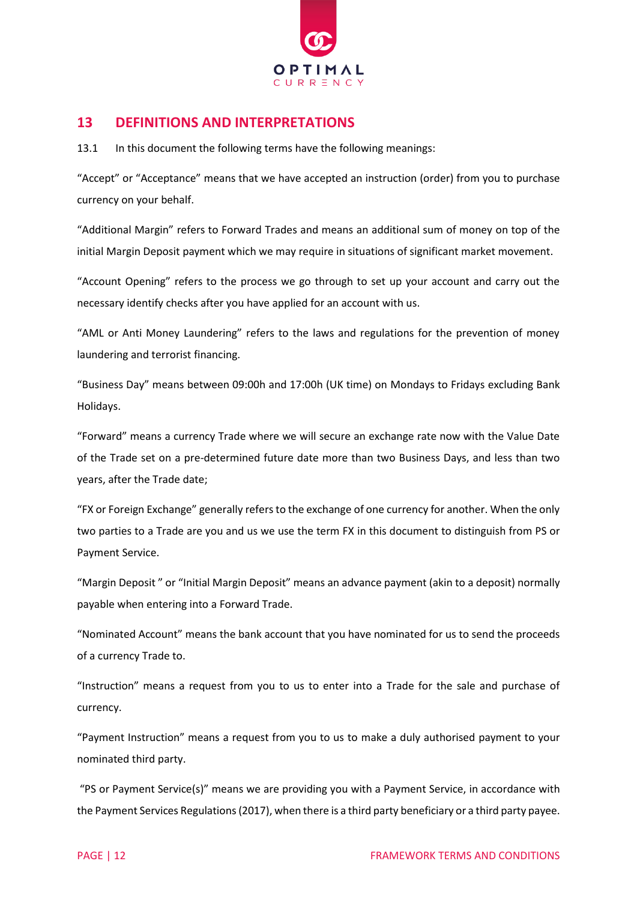## 13 DEFINITIONS AND INTERPRETATIONS

13.1 In this document the following terms have the following meanings:

"Accept" or "Acceptance" means that we have accepted an instruction (order) from you to purchase currency on your behalf.

"Additional Margin" refers to Forward Trades and means an additional sum of money on top of the initial Margin Deposit payment which we may require in situations of significant market movement.

"Account Opening" refers to the process we go through to set up your account and carry out the necessary identify checks after you have applied for an account with us.

"AML or Anti Money Laundering" refers to the laws and regulations for the prevention of money laundering and terrorist financing.

"Business Day" means between 09:00h and 17:00h (UK time) on Mondays to Fridays excluding Bank Holidays.

"Forward" means a currency Trade where we will secure an exchange rate now with the Value Date of the Trade set on a pre-determined future date more than two Business Days, and less than two years, after the Trade date;

"FX or Foreign Exchange" generally refers to the exchange of one currency for another. When the only two parties to a Trade are you and us we use the term FX in this document to distinguish from PS or Payment Service.

"Margin Deposit " or "Initial Margin Deposit" means an advance payment (akin to a deposit) normally payable when entering into a Forward Trade.

"Nominated Account" means the bank account that you have nominated for us to send the proceeds of a currency Trade to.

"Instruction" means a request from you to us to enter into a Trade for the sale and purchase of currency.

"Payment Instruction" means a request from you to us to make a duly authorised payment to your nominated third party.

"PS or Payment Service(s)" means we are providing you with a Payment Service, in accordance with the Payment Services Regulations (2017), when there is a third party beneficiary or a third party payee.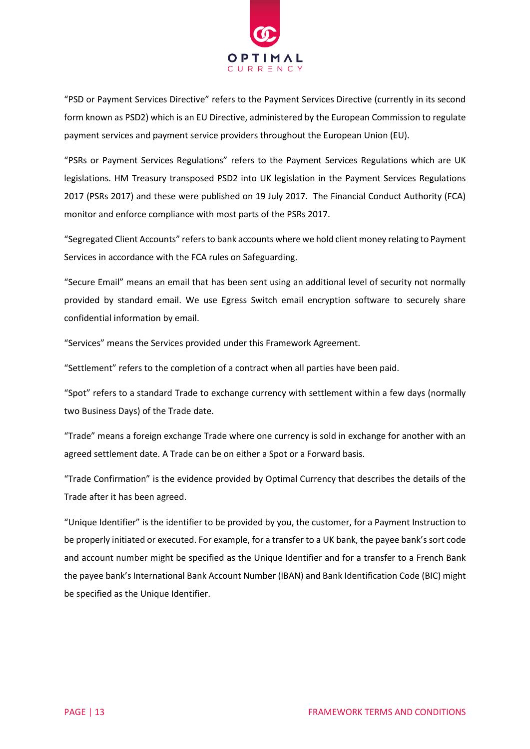"PSD or Payment Services Directive" refers to the Payment Services Directive (currently in its second form known as PSD2) which is an EU Directive, administered by the European Commission to regulate payment services and payment service providers throughout the European Union (EU).

"PSRs or Payment Services Regulations" refers to the Payment Services Regulations which are UK legislations. HM Treasury transposed PSD2 into UK legislation in the Payment Services Regulations 2017 (PSRs 2017) and these were published on 19 July 2017. The Financial Conduct Authority (FCA) monitor and enforce compliance with most parts of the PSRs 2017.

"Segregated Client Accounts" refers to bank accounts where we hold client money relating to Payment Services in accordance with the FCA rules on Safeguarding.

"Secure Email" means an email that has been sent using an additional level of security not normally provided by standard email. We use Egress Switch email encryption software to securely share confidential information by email.

"Services" means the Services provided under this Framework Agreement.

"Settlement" refers to the completion of a contract when all parties have been paid.

"Spot" refers to a standard Trade to exchange currency with settlement within a few days (normally two Business Days) of the Trade date.

"Trade" means a foreign exchange Trade where one currency is sold in exchange for another with an agreed settlement date. A Trade can be on either a Spot or a Forward basis.

"Trade Confirmation" is the evidence provided by Optimal Currency that describes the details of the Trade after it has been agreed.

"Unique Identifier" is the identifier to be provided by you, the customer, for a Payment Instruction to be properly initiated or executed. For example, for a transfer to a UK bank, the payee bank's sort code and account number might be specified as the Unique Identifier and for a transfer to a French Bank the payee bank's International Bank Account Number (IBAN) and Bank Identification Code (BIC) might be specified as the Unique Identifier.